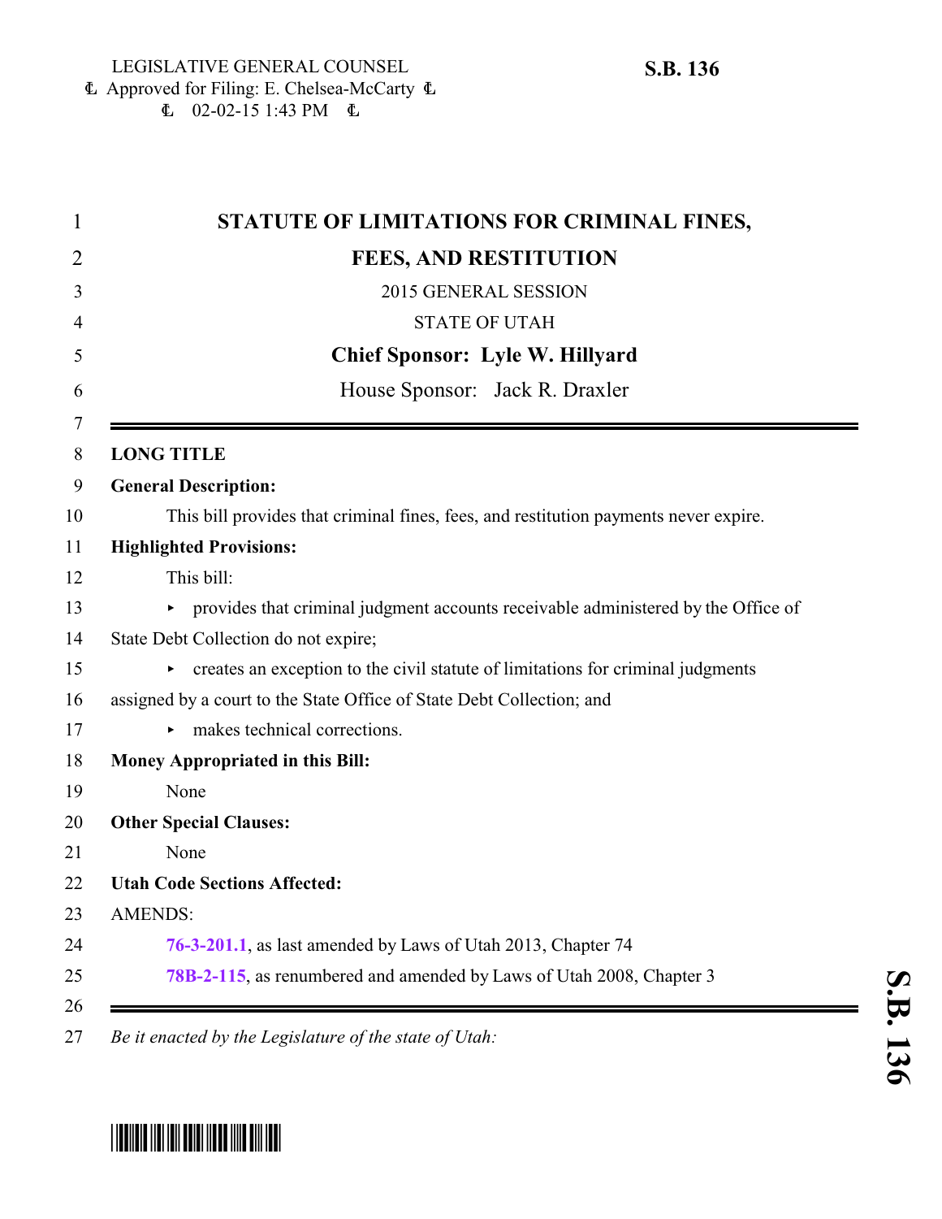LEGISLATIVE GENERAL COUNSEL
Approved for Filing: E. Chelsea-McCarty
02-02-15 1:43 PM

**S.B. 136**

# STATUTE OF LIMITATIONS FOR CRIMINAL FINES, FEES, AND RESTITUTION

2015 GENERAL SESSION

STATE OF UTAH

**Chief Sponsor: Lyle W. Hillyard**

House Sponsor: Jack R. Draxler

---

**LONG TITLE**

**General Description:**

This bill provides that criminal fines, fees, and restitution payments never expire.

**Highlighted Provisions:**

This bill:

- provides that criminal judgment accounts receivable administered by the Office of State Debt Collection do not expire;
- creates an exception to the civil statute of limitations for criminal judgments assigned by a court to the State Office of State Debt Collection; and
- makes technical corrections.

**Money Appropriated in this Bill:**

None

**Other Special Clauses:**

None

**Utah Code Sections Affected:**

AMENDS:

**76-3-201.1**, as last amended by Laws of Utah 2013, Chapter 74

**78B-2-115**, as renumbered and amended by Laws of Utah 2008, Chapter 3

---

*Be it enacted by the Legislature of the state of Utah:*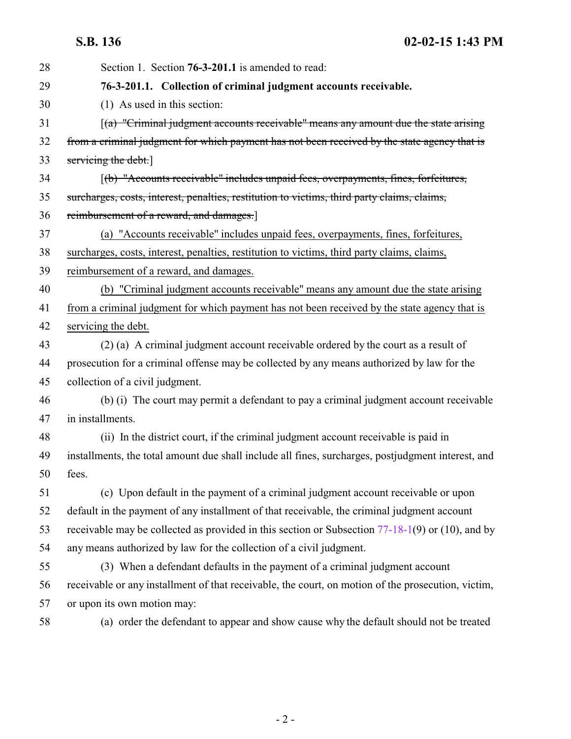Section 1. Section **76-3-201.1** is amended to read:

**76-3-201.1. Collection of criminal judgment accounts receivable.**

(1) As used in this section:

[~~(a) "Criminal judgment accounts receivable" means any amount due the state arising from a criminal judgment for which payment has not been received by the state agency that is servicing the debt.~~]

[~~(b) "Accounts receivable" includes unpaid fees, overpayments, fines, forfeitures, surcharges, costs, interest, penalties, restitution to victims, third party claims, claims, reimbursement of a reward, and damages.~~]

<u>(a) "Accounts receivable" includes unpaid fees, overpayments, fines, forfeitures, surcharges, costs, interest, penalties, restitution to victims, third party claims, claims, reimbursement of a reward, and damages.</u>

<u>(b) "Criminal judgment accounts receivable" means any amount due the state arising from a criminal judgment for which payment has not been received by the state agency that is servicing the debt.</u>

(2) (a) A criminal judgment account receivable ordered by the court as a result of prosecution for a criminal offense may be collected by any means authorized by law for the collection of a civil judgment.

(b) (i) The court may permit a defendant to pay a criminal judgment account receivable in installments.

(ii) In the district court, if the criminal judgment account receivable is paid in installments, the total amount due shall include all fines, surcharges, postjudgment interest, and fees.

(c) Upon default in the payment of a criminal judgment account receivable or upon default in the payment of any installment of that receivable, the criminal judgment account receivable may be collected as provided in this section or Subsection 77-18-1(9) or (10), and by any means authorized by law for the collection of a civil judgment.

(3) When a defendant defaults in the payment of a criminal judgment account receivable or any installment of that receivable, the court, on motion of the prosecution, victim, or upon its own motion may:

(a) order the defendant to appear and show cause why the default should not be treated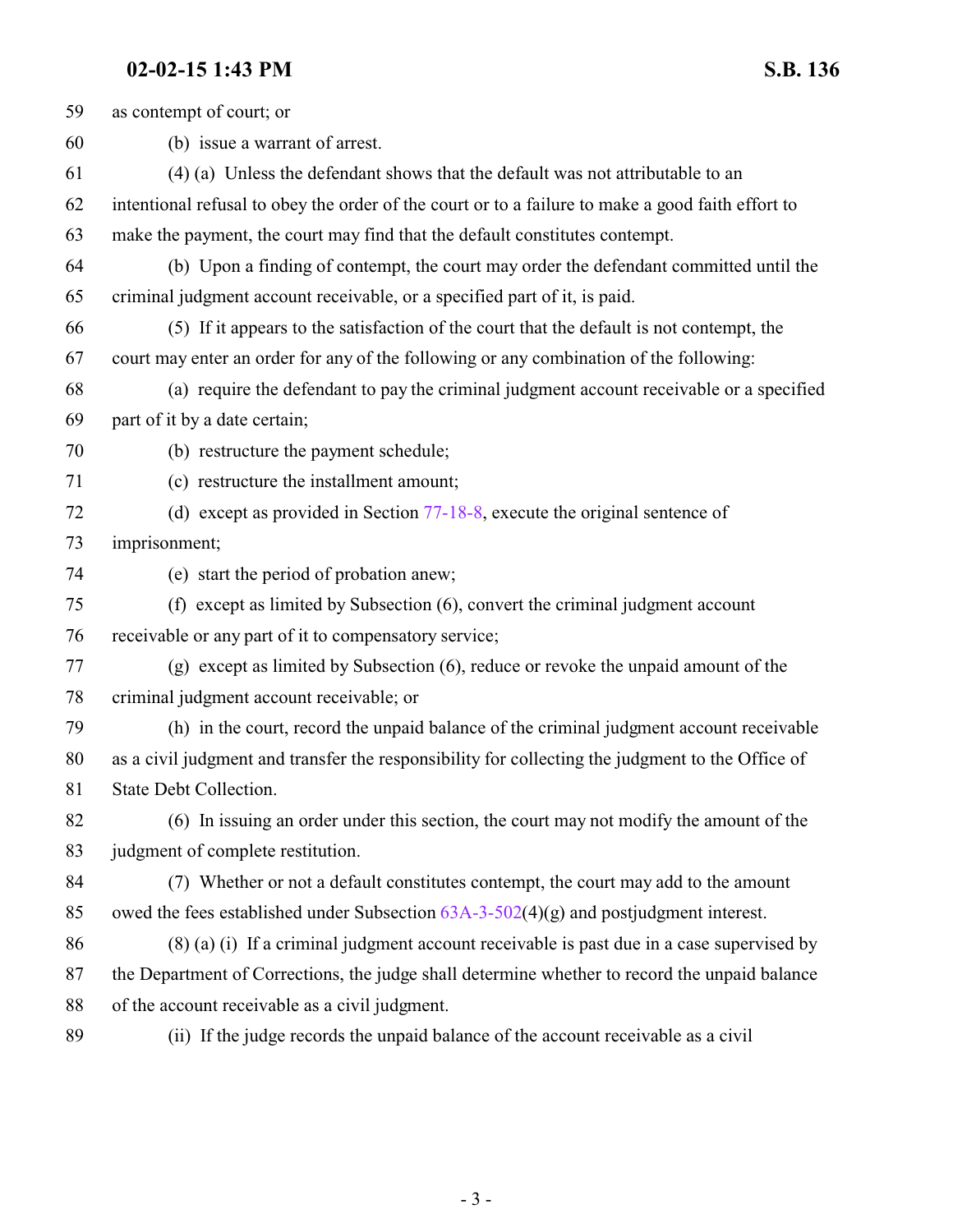as contempt of court; or

(b) issue a warrant of arrest.

(4) (a) Unless the defendant shows that the default was not attributable to an intentional refusal to obey the order of the court or to a failure to make a good faith effort to make the payment, the court may find that the default constitutes contempt.

(b) Upon a finding of contempt, the court may order the defendant committed until the criminal judgment account receivable, or a specified part of it, is paid.

(5) If it appears to the satisfaction of the court that the default is not contempt, the court may enter an order for any of the following or any combination of the following:

(a) require the defendant to pay the criminal judgment account receivable or a specified part of it by a date certain;

(b) restructure the payment schedule;

(c) restructure the installment amount;

(d) except as provided in Section 77-18-8, execute the original sentence of imprisonment;

(e) start the period of probation anew;

(f) except as limited by Subsection (6), convert the criminal judgment account receivable or any part of it to compensatory service;

(g) except as limited by Subsection (6), reduce or revoke the unpaid amount of the criminal judgment account receivable; or

(h) in the court, record the unpaid balance of the criminal judgment account receivable as a civil judgment and transfer the responsibility for collecting the judgment to the Office of State Debt Collection.

(6) In issuing an order under this section, the court may not modify the amount of the judgment of complete restitution.

(7) Whether or not a default constitutes contempt, the court may add to the amount owed the fees established under Subsection 63A-3-502(4)(g) and postjudgment interest.

(8) (a) (i) If a criminal judgment account receivable is past due in a case supervised by the Department of Corrections, the judge shall determine whether to record the unpaid balance of the account receivable as a civil judgment.

(ii) If the judge records the unpaid balance of the account receivable as a civil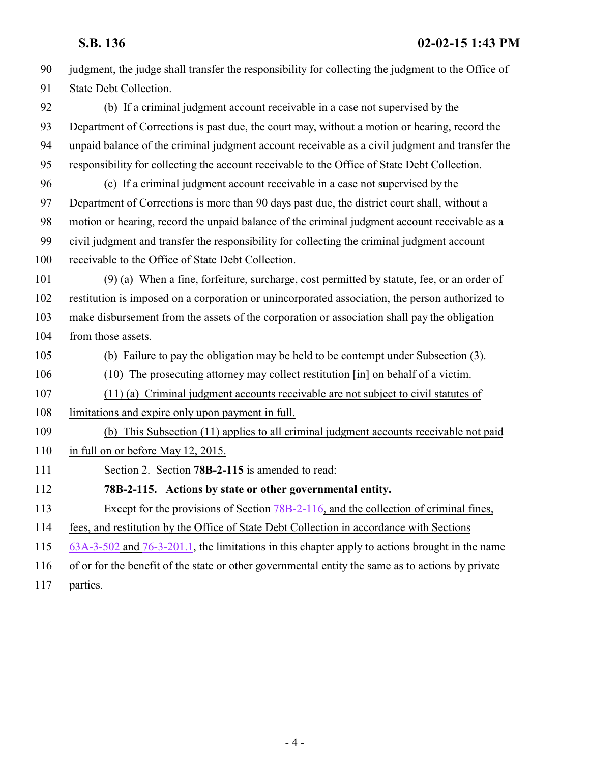judgment, the judge shall transfer the responsibility for collecting the judgment to the Office of State Debt Collection.

(b) If a criminal judgment account receivable in a case not supervised by the Department of Corrections is past due, the court may, without a motion or hearing, record the unpaid balance of the criminal judgment account receivable as a civil judgment and transfer the responsibility for collecting the account receivable to the Office of State Debt Collection.

(c) If a criminal judgment account receivable in a case not supervised by the Department of Corrections is more than 90 days past due, the district court shall, without a motion or hearing, record the unpaid balance of the criminal judgment account receivable as a civil judgment and transfer the responsibility for collecting the criminal judgment account receivable to the Office of State Debt Collection.

(9) (a) When a fine, forfeiture, surcharge, cost permitted by statute, fee, or an order of restitution is imposed on a corporation or unincorporated association, the person authorized to make disbursement from the assets of the corporation or association shall pay the obligation from those assets.

(b) Failure to pay the obligation may be held to be contempt under Subsection (3).

(10) The prosecuting attorney may collect restitution [~~in~~] on behalf of a victim.

(11) (a) Criminal judgment accounts receivable are not subject to civil statutes of limitations and expire only upon payment in full.

(b) This Subsection (11) applies to all criminal judgment accounts receivable not paid in full on or before May 12, 2015.

Section 2. Section **78B-2-115** is amended to read:

**78B-2-115. Actions by state or other governmental entity.**

Except for the provisions of Section 78B-2-116, and the collection of criminal fines, fees, and restitution by the Office of State Debt Collection in accordance with Sections 63A-3-502 and 76-3-201.1, the limitations in this chapter apply to actions brought in the name of or for the benefit of the state or other governmental entity the same as to actions by private parties.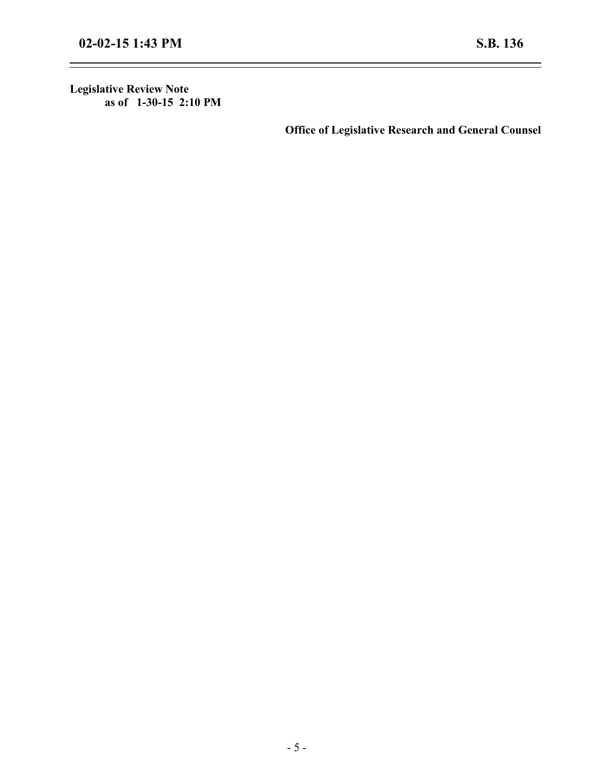**Legislative Review Note**
**as of 1-30-15 2:10 PM**

**Office of Legislative Research and General Counsel**